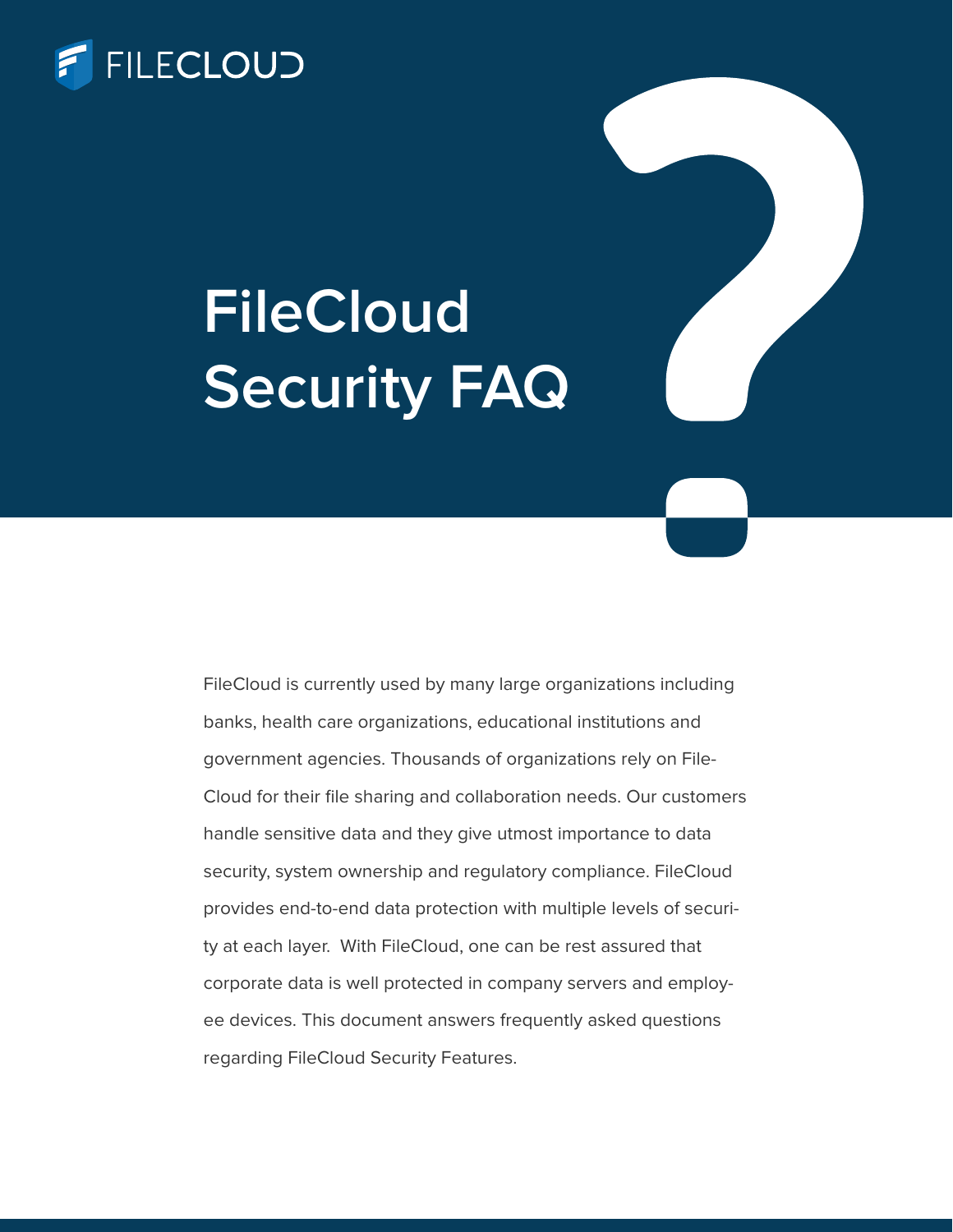FILECLOUD

# FileCloud Security FAQ

FileCloud is currently used by many large organizations including banks, health care organizations, educational institutions and government agencies. Thousands of organizations rely on FileCloud for their file sharing and collaboration needs. Our customers handle sensitive data and they give utmost importance to data security, system ownership and regulatory compliance. FileCloud provides end-to-end data protection with multiple levels of security at each layer. With FileCloud, one can be rest assured that corporate data is well protected in company servers and employee devices. This document answers frequently asked questions regarding FileCloud Security Features.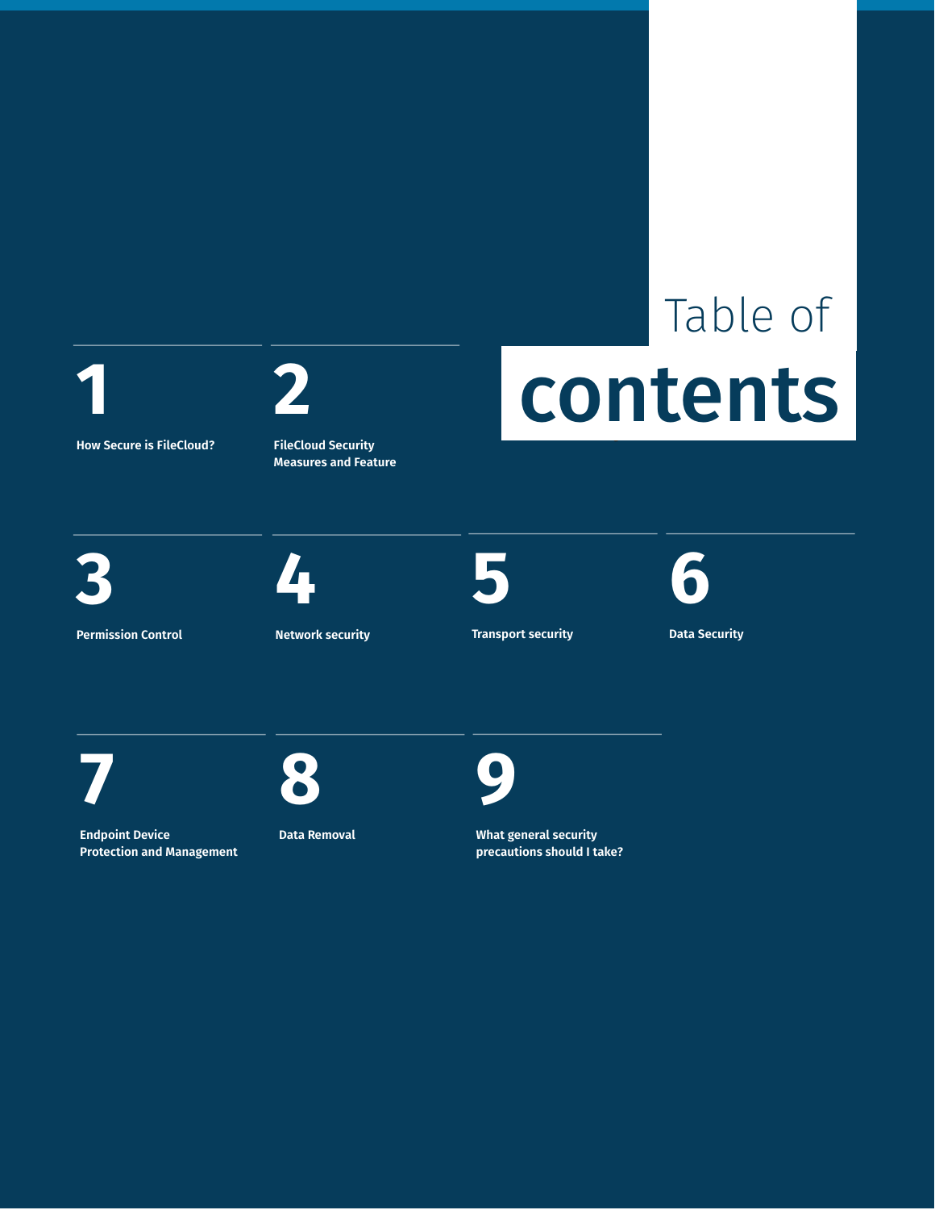# Table of contents

1. How Secure is FileCloud?
2. FileCloud Security Measures and Feature
3. Permission Control
4. Network security
5. Transport security
6. Data Security
7. Endpoint Device Protection and Management
8. Data Removal
9. What general security precautions should I take?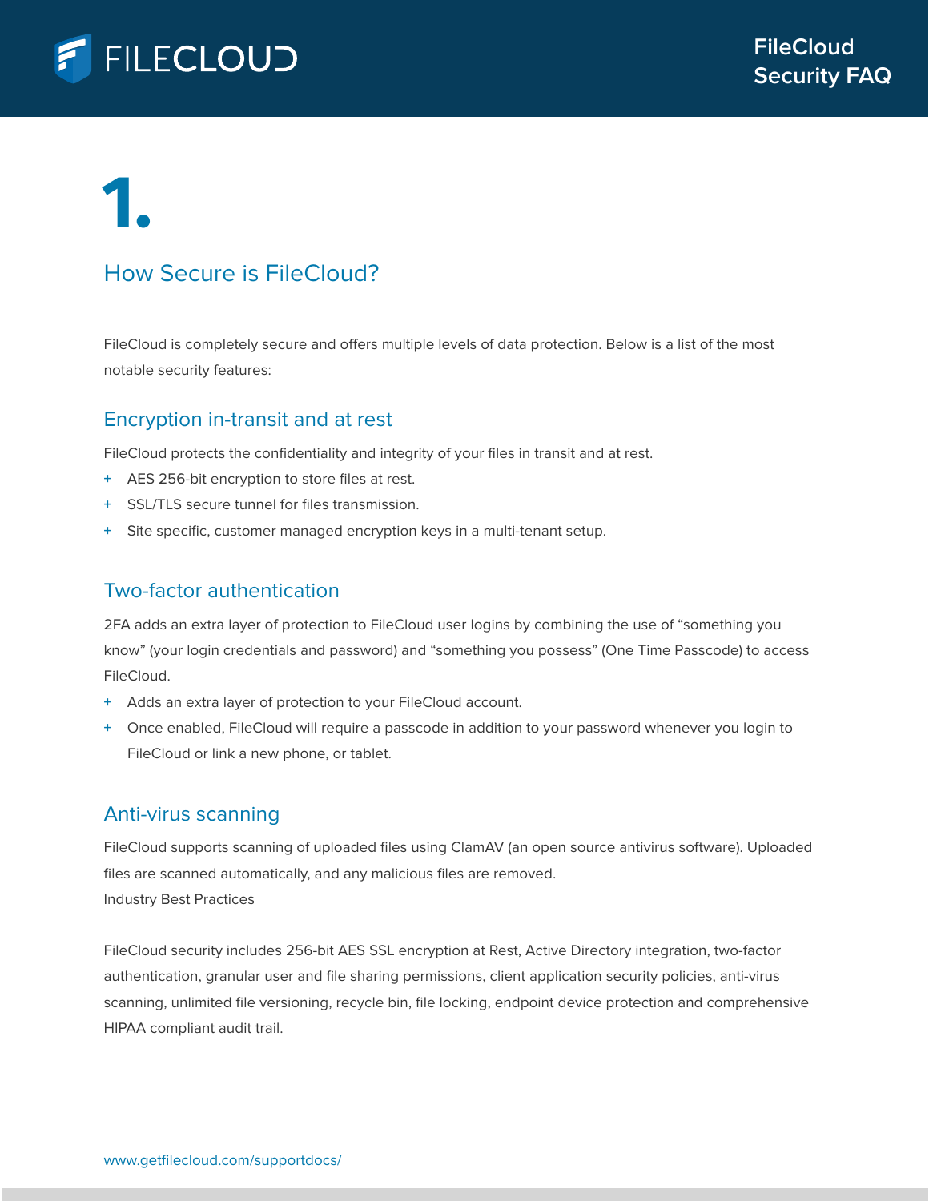# 1.

## How Secure is FileCloud?

FileCloud is completely secure and offers multiple levels of data protection. Below is a list of the most notable security features:

### Encryption in-transit and at rest

FileCloud protects the confidentiality and integrity of your files in transit and at rest.

+ AES 256-bit encryption to store files at rest.
+ SSL/TLS secure tunnel for files transmission.
+ Site specific, customer managed encryption keys in a multi-tenant setup.

### Two-factor authentication

2FA adds an extra layer of protection to FileCloud user logins by combining the use of "something you know" (your login credentials and password) and "something you possess" (One Time Passcode) to access FileCloud.

+ Adds an extra layer of protection to your FileCloud account.
+ Once enabled, FileCloud will require a passcode in addition to your password whenever you login to FileCloud or link a new phone, or tablet.

### Anti-virus scanning

FileCloud supports scanning of uploaded files using ClamAV (an open source antivirus software). Uploaded files are scanned automatically, and any malicious files are removed.
Industry Best Practices

FileCloud security includes 256-bit AES SSL encryption at Rest, Active Directory integration, two-factor authentication, granular user and file sharing permissions, client application security policies, anti-virus scanning, unlimited file versioning, recycle bin, file locking, endpoint device protection and comprehensive HIPAA compliant audit trail.

www.getfilecloud.com/supportdocs/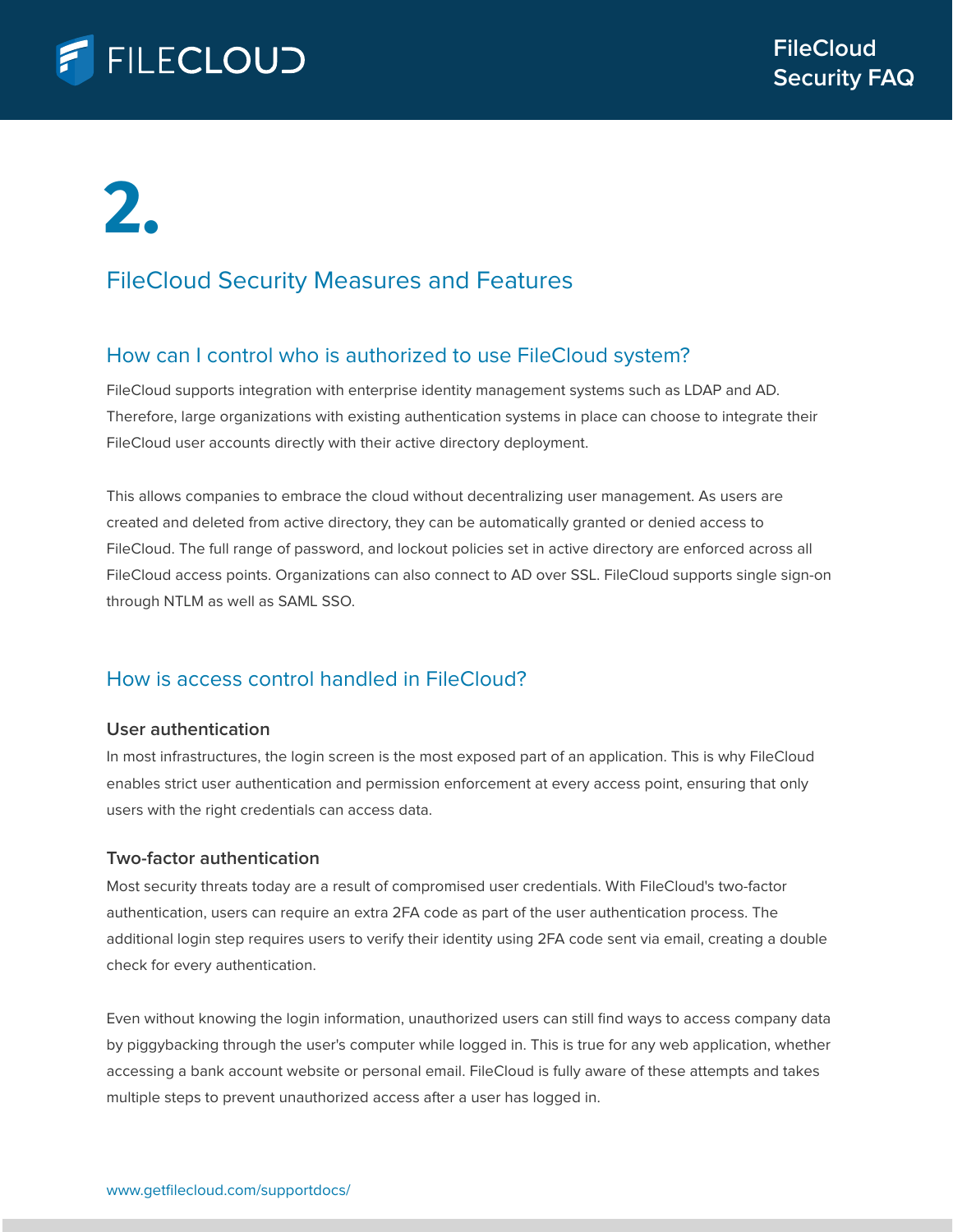# 2.

## FileCloud Security Measures and Features

### How can I control who is authorized to use FileCloud system?

FileCloud supports integration with enterprise identity management systems such as LDAP and AD. Therefore, large organizations with existing authentication systems in place can choose to integrate their FileCloud user accounts directly with their active directory deployment.

This allows companies to embrace the cloud without decentralizing user management. As users are created and deleted from active directory, they can be automatically granted or denied access to FileCloud. The full range of password, and lockout policies set in active directory are enforced across all FileCloud access points. Organizations can also connect to AD over SSL. FileCloud supports single sign-on through NTLM as well as SAML SSO.

### How is access control handled in FileCloud?

#### User authentication

In most infrastructures, the login screen is the most exposed part of an application. This is why FileCloud enables strict user authentication and permission enforcement at every access point, ensuring that only users with the right credentials can access data.

#### Two-factor authentication

Most security threats today are a result of compromised user credentials. With FileCloud's two-factor authentication, users can require an extra 2FA code as part of the user authentication process. The additional login step requires users to verify their identity using 2FA code sent via email, creating a double check for every authentication.

Even without knowing the login information, unauthorized users can still find ways to access company data by piggybacking through the user's computer while logged in. This is true for any web application, whether accessing a bank account website or personal email. FileCloud is fully aware of these attempts and takes multiple steps to prevent unauthorized access after a user has logged in.

www.getfilecloud.com/supportdocs/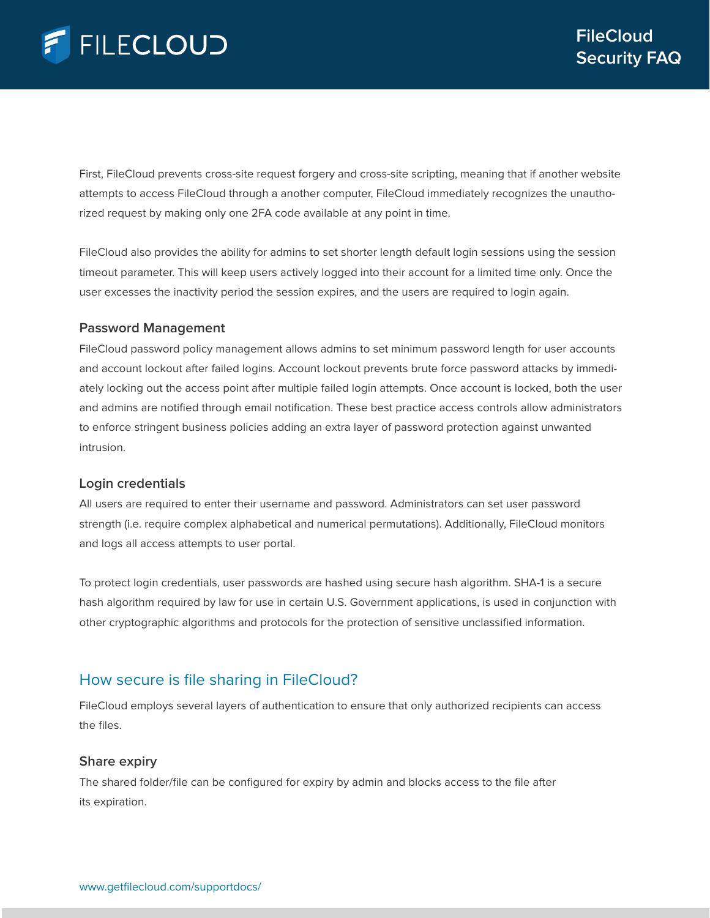First, FileCloud prevents cross-site request forgery and cross-site scripting, meaning that if another website attempts to access FileCloud through a another computer, FileCloud immediately recognizes the unauthorized request by making only one 2FA code available at any point in time.

FileCloud also provides the ability for admins to set shorter length default login sessions using the session timeout parameter. This will keep users actively logged into their account for a limited time only. Once the user excesses the inactivity period the session expires, and the users are required to login again.

### Password Management

FileCloud password policy management allows admins to set minimum password length for user accounts and account lockout after failed logins. Account lockout prevents brute force password attacks by immediately locking out the access point after multiple failed login attempts. Once account is locked, both the user and admins are notified through email notification. These best practice access controls allow administrators to enforce stringent business policies adding an extra layer of password protection against unwanted intrusion.

### Login credentials

All users are required to enter their username and password. Administrators can set user password strength (i.e. require complex alphabetical and numerical permutations). Additionally, FileCloud monitors and logs all access attempts to user portal.

To protect login credentials, user passwords are hashed using secure hash algorithm. SHA-1 is a secure hash algorithm required by law for use in certain U.S. Government applications, is used in conjunction with other cryptographic algorithms and protocols for the protection of sensitive unclassified information.

## How secure is file sharing in FileCloud?

FileCloud employs several layers of authentication to ensure that only authorized recipients can access the files.

### Share expiry

The shared folder/file can be configured for expiry by admin and blocks access to the file after its expiration.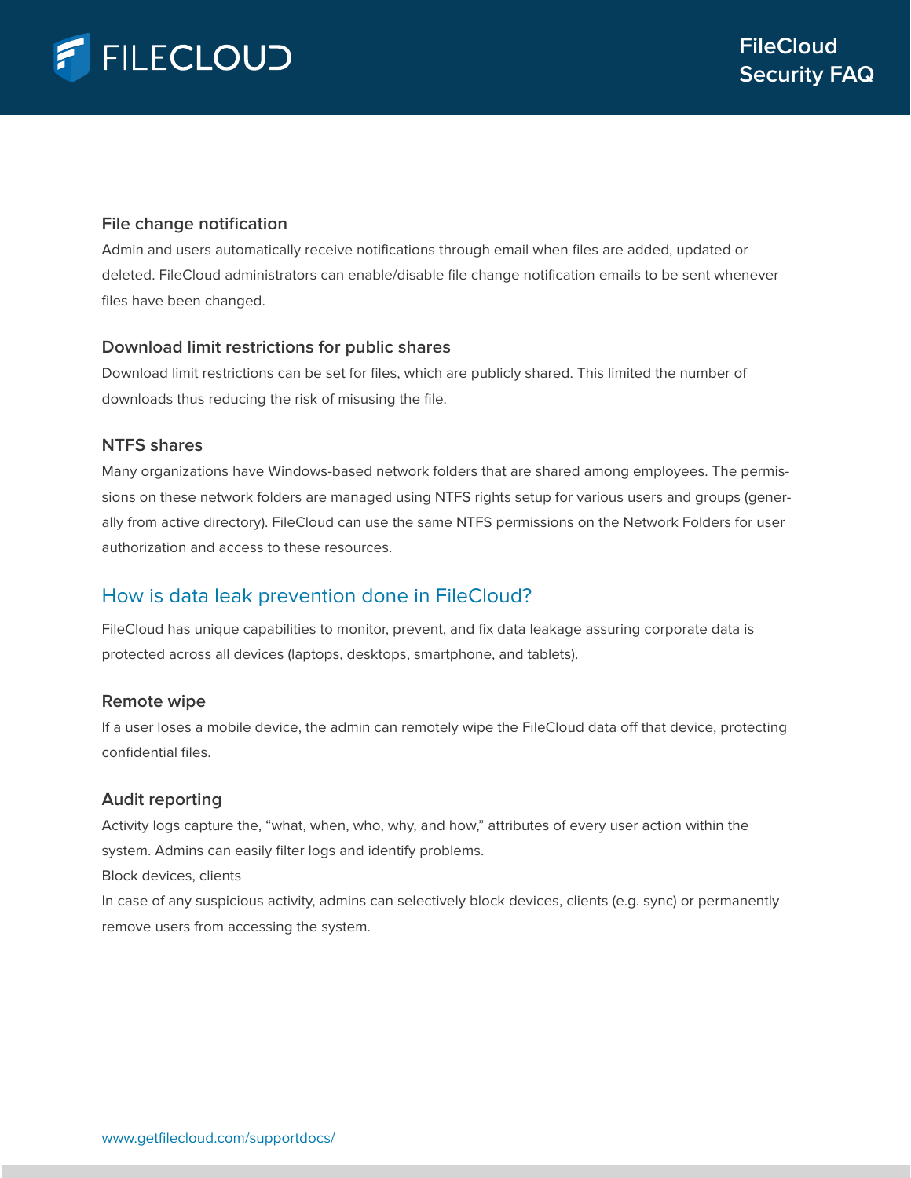### File change notification

Admin and users automatically receive notifications through email when files are added, updated or deleted. FileCloud administrators can enable/disable file change notification emails to be sent whenever files have been changed.

### Download limit restrictions for public shares

Download limit restrictions can be set for files, which are publicly shared. This limited the number of downloads thus reducing the risk of misusing the file.

### NTFS shares

Many organizations have Windows-based network folders that are shared among employees. The permissions on these network folders are managed using NTFS rights setup for various users and groups (generally from active directory). FileCloud can use the same NTFS permissions on the Network Folders for user authorization and access to these resources.

## How is data leak prevention done in FileCloud?

FileCloud has unique capabilities to monitor, prevent, and fix data leakage assuring corporate data is protected across all devices (laptops, desktops, smartphone, and tablets).

### Remote wipe

If a user loses a mobile device, the admin can remotely wipe the FileCloud data off that device, protecting confidential files.

### Audit reporting

Activity logs capture the, “what, when, who, why, and how,” attributes of every user action within the system. Admins can easily filter logs and identify problems.

Block devices, clients

In case of any suspicious activity, admins can selectively block devices, clients (e.g. sync) or permanently remove users from accessing the system.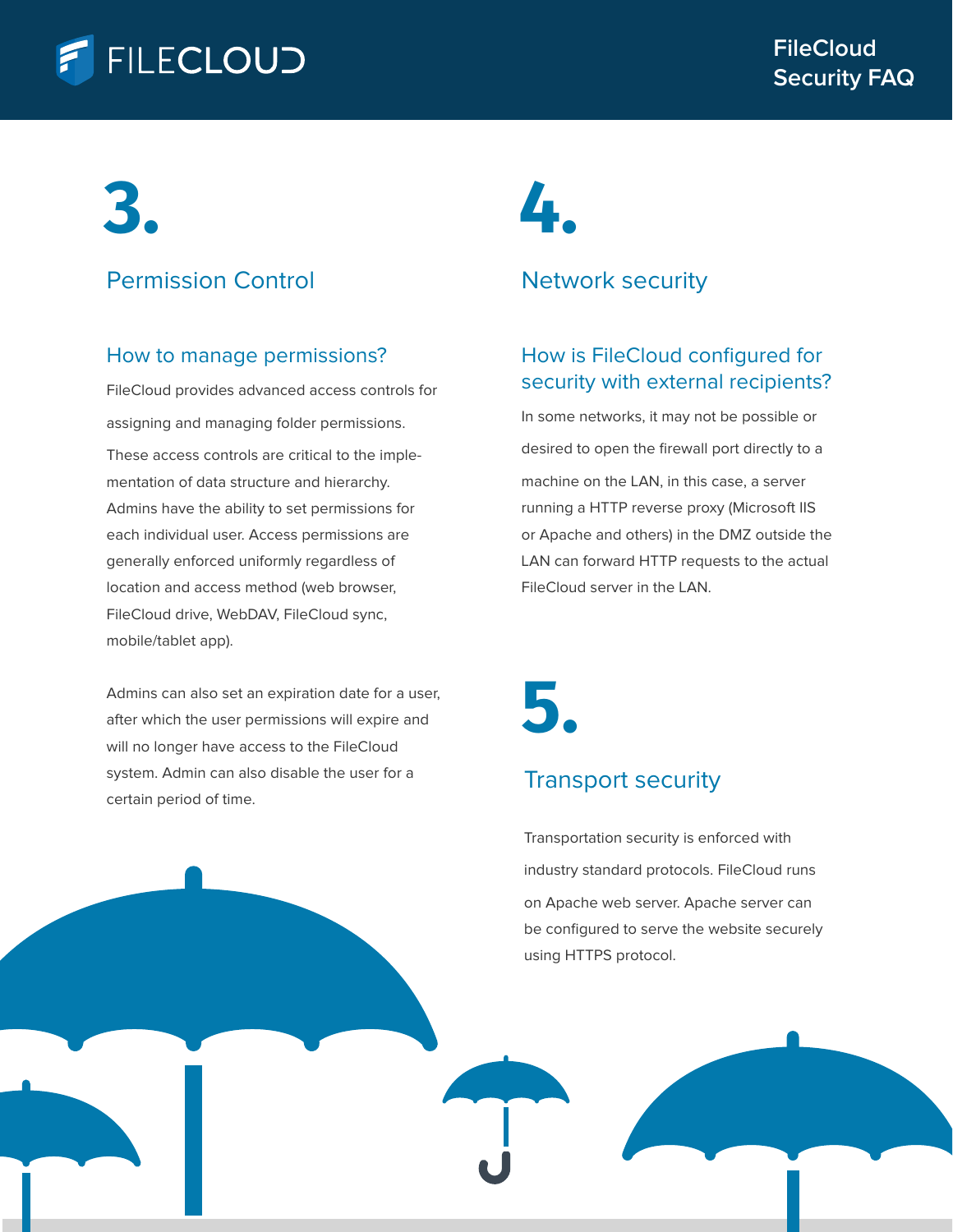# 3.

## Permission Control

### How to manage permissions?

FileCloud provides advanced access controls for assigning and managing folder permissions. These access controls are critical to the implementation of data structure and hierarchy. Admins have the ability to set permissions for each individual user. Access permissions are generally enforced uniformly regardless of location and access method (web browser, FileCloud drive, WebDAV, FileCloud sync, mobile/tablet app).

Admins can also set an expiration date for a user, after which the user permissions will expire and will no longer have access to the FileCloud system. Admin can also disable the user for a certain period of time.

# 4.

## Network security

### How is FileCloud configured for security with external recipients?

In some networks, it may not be possible or desired to open the firewall port directly to a machine on the LAN, in this case, a server running a HTTP reverse proxy (Microsoft IIS or Apache and others) in the DMZ outside the LAN can forward HTTP requests to the actual FileCloud server in the LAN.

# 5.

## Transport security

Transportation security is enforced with industry standard protocols. FileCloud runs on Apache web server. Apache server can be configured to serve the website securely using HTTPS protocol.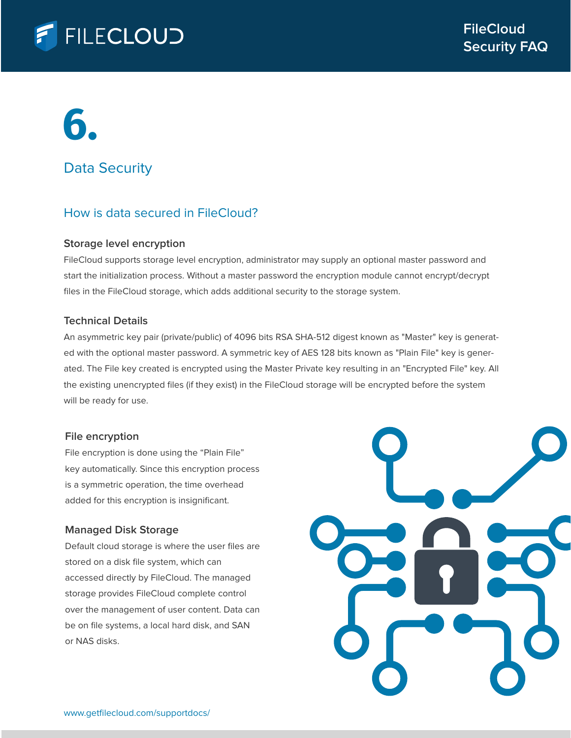# 6.

## Data Security

### How is data secured in FileCloud?

#### Storage level encryption

FileCloud supports storage level encryption, administrator may supply an optional master password and start the initialization process. Without a master password the encryption module cannot encrypt/decrypt files in the FileCloud storage, which adds additional security to the storage system.

#### Technical Details

An asymmetric key pair (private/public) of 4096 bits RSA SHA-512 digest known as "Master" key is generated with the optional master password. A symmetric key of AES 128 bits known as "Plain File" key is generated. The File key created is encrypted using the Master Private key resulting in an "Encrypted File" key. All the existing unencrypted files (if they exist) in the FileCloud storage will be encrypted before the system will be ready for use.

#### File encryption

File encryption is done using the “Plain File” key automatically. Since this encryption process is a symmetric operation, the time overhead added for this encryption is insignificant.

#### Managed Disk Storage

Default cloud storage is where the user files are stored on a disk file system, which can accessed directly by FileCloud. The managed storage provides FileCloud complete control over the management of user content. Data can be on file systems, a local hard disk, and SAN or NAS disks.

www.getfilecloud.com/supportdocs/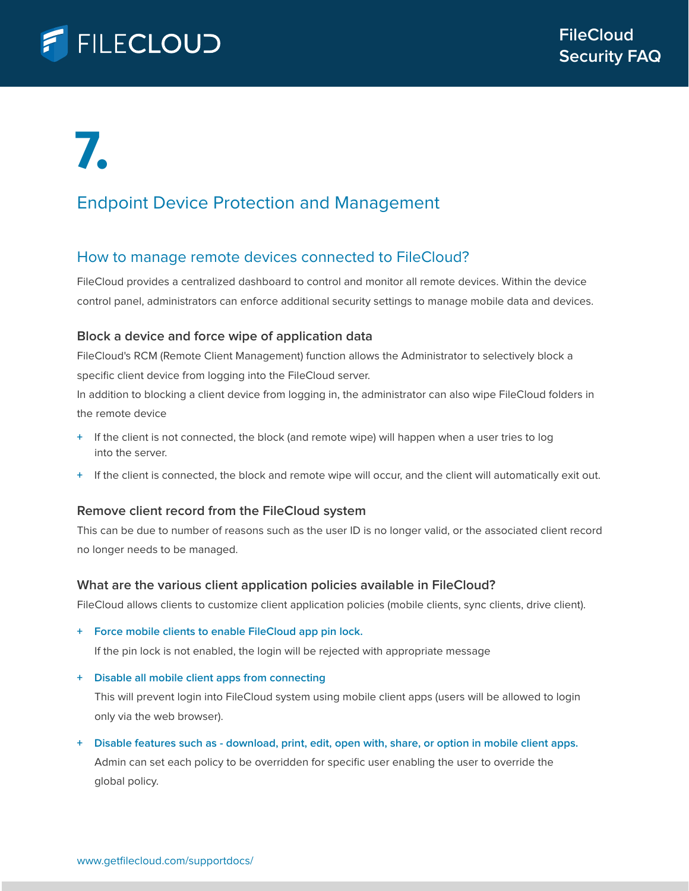# 7.

## Endpoint Device Protection and Management

### How to manage remote devices connected to FileCloud?

FileCloud provides a centralized dashboard to control and monitor all remote devices. Within the device control panel, administrators can enforce additional security settings to manage mobile data and devices.

#### Block a device and force wipe of application data

FileCloud's RCM (Remote Client Management) function allows the Administrator to selectively block a specific client device from logging into the FileCloud server.
In addition to blocking a client device from logging in, the administrator can also wipe FileCloud folders in the remote device

+ If the client is not connected, the block (and remote wipe) will happen when a user tries to log into the server.
+ If the client is connected, the block and remote wipe will occur, and the client will automatically exit out.

#### Remove client record from the FileCloud system

This can be due to number of reasons such as the user ID is no longer valid, or the associated client record no longer needs to be managed.

#### What are the various client application policies available in FileCloud?

FileCloud allows clients to customize client application policies (mobile clients, sync clients, drive client).

+ **Force mobile clients to enable FileCloud app pin lock.**
  If the pin lock is not enabled, the login will be rejected with appropriate message
+ **Disable all mobile client apps from connecting**
  This will prevent login into FileCloud system using mobile client apps (users will be allowed to login only via the web browser).
+ **Disable features such as - download, print, edit, open with, share, or option in mobile client apps.**
  Admin can set each policy to be overridden for specific user enabling the user to override the global policy.

www.getfilecloud.com/supportdocs/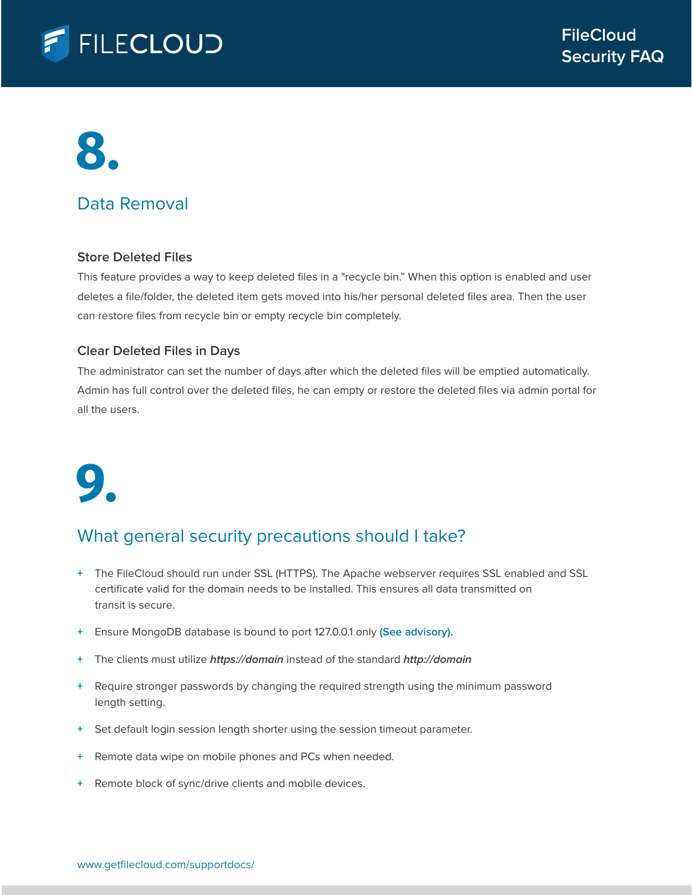# 8.

## Data Removal

### Store Deleted Files

This feature provides a way to keep deleted files in a "recycle bin." When this option is enabled and user deletes a file/folder, the deleted item gets moved into his/her personal deleted files area. Then the user can restore files from recycle bin or empty recycle bin completely.

### Clear Deleted Files in Days

The administrator can set the number of days after which the deleted files will be emptied automatically. Admin has full control over the deleted files, he can empty or restore the deleted files via admin portal for all the users.

# 9.

## What general security precautions should I take?

+ The FileCloud should run under SSL (HTTPS). The Apache webserver requires SSL enabled and SSL certificate valid for the domain needs to be installed. This ensures all data transmitted on transit is secure.
+ Ensure MongoDB database is bound to port 127.0.0.1 only **(See advisory).**
+ The clients must utilize ***https://domain*** instead of the standard ***http://domain***
+ Require stronger passwords by changing the required strength using the minimum password length setting.
+ Set default login session length shorter using the session timeout parameter.
+ Remote data wipe on mobile phones and PCs when needed.
+ Remote block of sync/drive clients and mobile devices.

www.getfilecloud.com/supportdocs/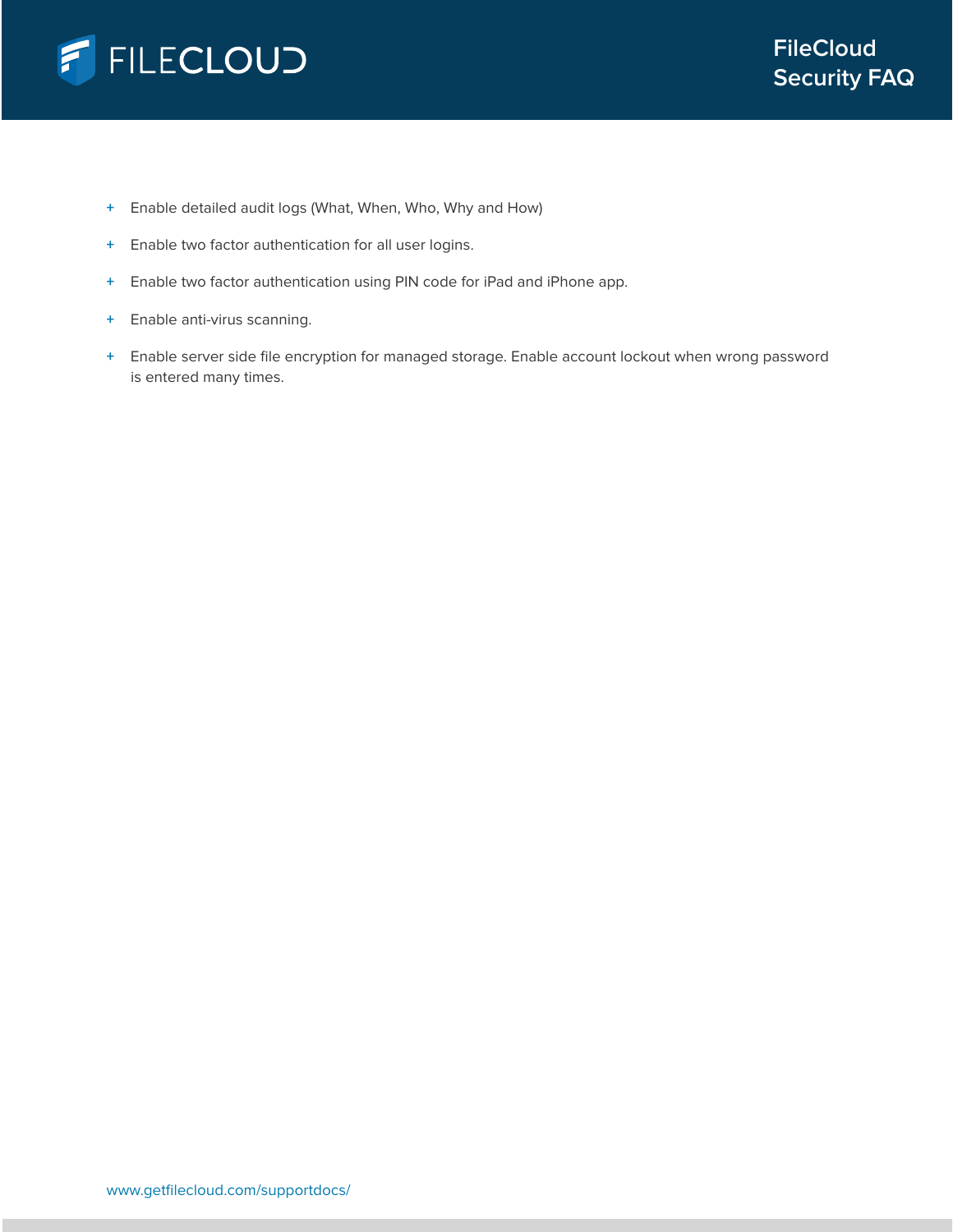- Enable detailed audit logs (What, When, Who, Why and How)
- Enable two factor authentication for all user logins.
- Enable two factor authentication using PIN code for iPad and iPhone app.
- Enable anti-virus scanning.
- Enable server side file encryption for managed storage. Enable account lockout when wrong password is entered many times.